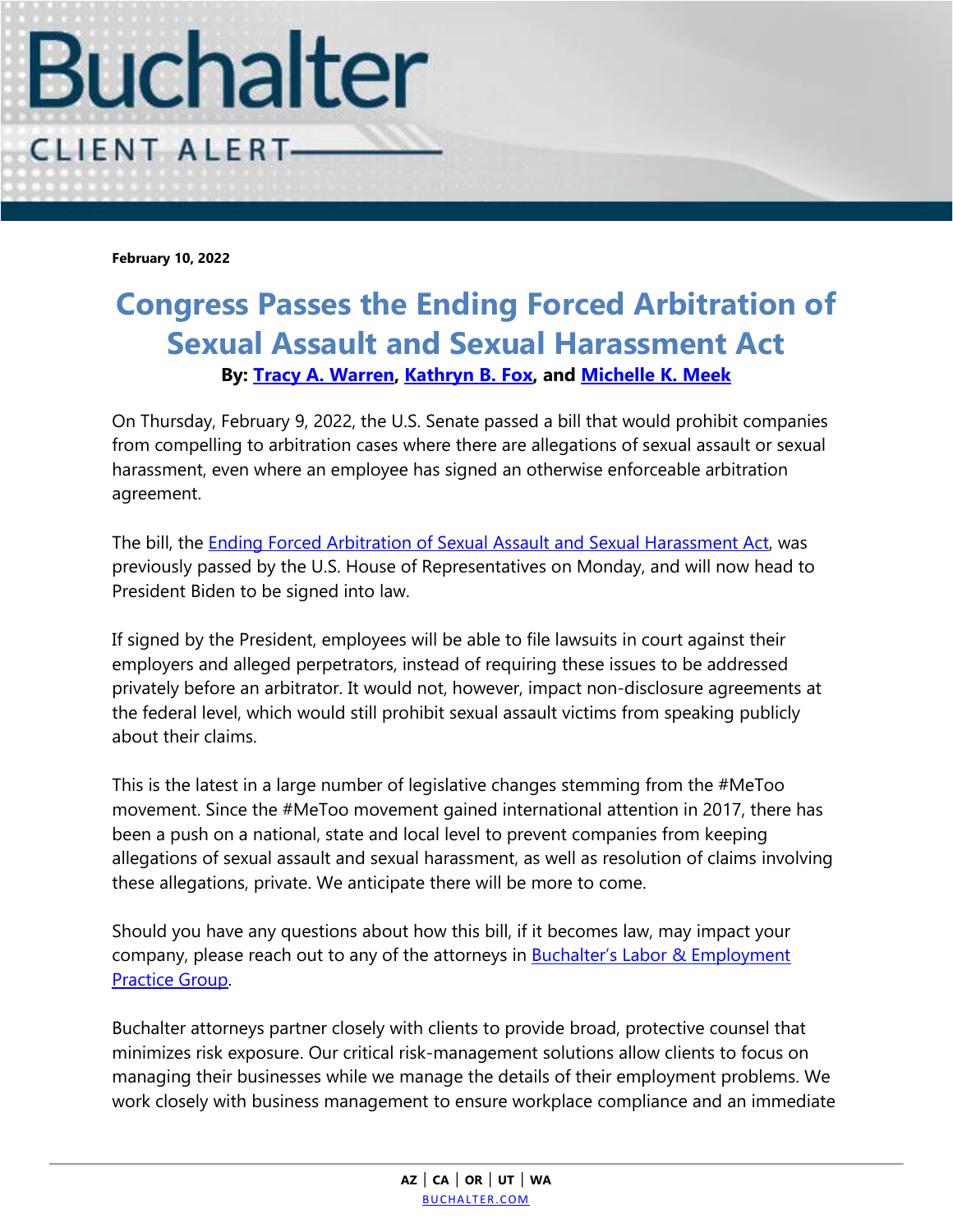# Buchalter

CLIENT ALERT

**February 10, 2022**

## Congress Passes the Ending Forced Arbitration of Sexual Assault and Sexual Harassment Act

**By: Tracy A. Warren, Kathryn B. Fox, and Michelle K. Meek**

On Thursday, February 9, 2022, the U.S. Senate passed a bill that would prohibit companies from compelling to arbitration cases where there are allegations of sexual assault or sexual harassment, even where an employee has signed an otherwise enforceable arbitration agreement.

The bill, the Ending Forced Arbitration of Sexual Assault and Sexual Harassment Act, was previously passed by the U.S. House of Representatives on Monday, and will now head to President Biden to be signed into law.

If signed by the President, employees will be able to file lawsuits in court against their employers and alleged perpetrators, instead of requiring these issues to be addressed privately before an arbitrator. It would not, however, impact non-disclosure agreements at the federal level, which would still prohibit sexual assault victims from speaking publicly about their claims.

This is the latest in a large number of legislative changes stemming from the #MeToo movement. Since the #MeToo movement gained international attention in 2017, there has been a push on a national, state and local level to prevent companies from keeping allegations of sexual assault and sexual harassment, as well as resolution of claims involving these allegations, private. We anticipate there will be more to come.

Should you have any questions about how this bill, if it becomes law, may impact your company, please reach out to any of the attorneys in Buchalter's Labor & Employment Practice Group.

Buchalter attorneys partner closely with clients to provide broad, protective counsel that minimizes risk exposure. Our critical risk-management solutions allow clients to focus on managing their businesses while we manage the details of their employment problems. We work closely with business management to ensure workplace compliance and an immediate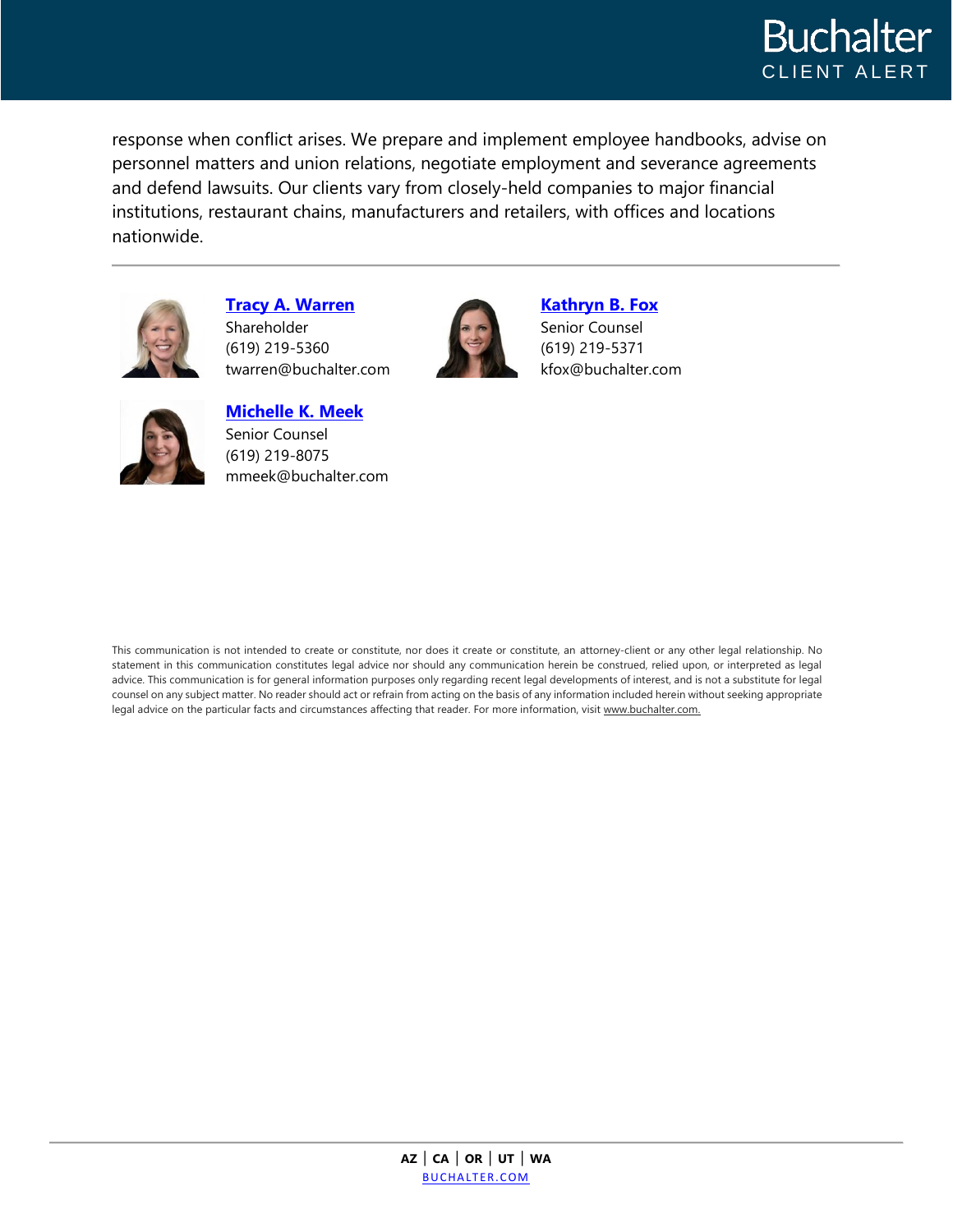response when conflict arises. We prepare and implement employee handbooks, advise on personnel matters and union relations, negotiate employment and severance agreements and defend lawsuits. Our clients vary from closely-held companies to major financial institutions, restaurant chains, manufacturers and retailers, with offices and locations nationwide.

---

**Tracy A. Warren**
Shareholder
(619) 219-5360
twarren@buchalter.com

**Kathryn B. Fox**
Senior Counsel
(619) 219-5371
kfox@buchalter.com

**Michelle K. Meek**
Senior Counsel
(619) 219-8075
mmeek@buchalter.com

This communication is not intended to create or constitute, nor does it create or constitute, an attorney-client or any other legal relationship. No statement in this communication constitutes legal advice nor should any communication herein be construed, relied upon, or interpreted as legal advice. This communication is for general information purposes only regarding recent legal developments of interest, and is not a substitute for legal counsel on any subject matter. No reader should act or refrain from acting on the basis of any information included herein without seeking appropriate legal advice on the particular facts and circumstances affecting that reader. For more information, visit www.buchalter.com.